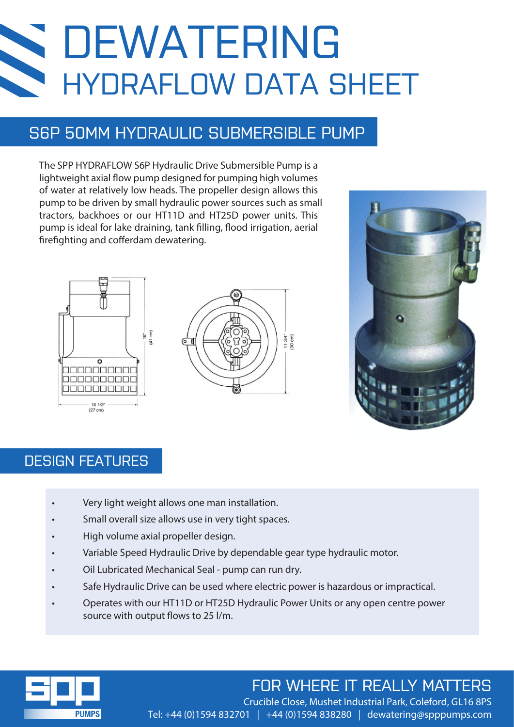# DEWATERING
## HYDRAFLOW DATA SHEET

## S6P 50MM HYDRAULIC SUBMERSIBLE PUMP

The SPP HYDRAFLOW S6P Hydraulic Drive Submersible Pump is a lightweight axial flow pump designed for pumping high volumes of water at relatively low heads. The propeller design allows this pump to be driven by small hydraulic power sources such as small tractors, backhoes or our HT11D and HT25D power units. This pump is ideal for lake draining, tank filling, flood irrigation, aerial firefighting and cofferdam dewatering.

16" (41 cm)

10 1/2" (27 cm)

11 3/4" (30 cm)

## DESIGN FEATURES

- Very light weight allows one man installation.
- Small overall size allows use in very tight spaces.
- High volume axial propeller design.
- Variable Speed Hydraulic Drive by dependable gear type hydraulic motor.
- Oil Lubricated Mechanical Seal - pump can run dry.
- Safe Hydraulic Drive can be used where electric power is hazardous or impractical.
- Operates with our HT11D or HT25D Hydraulic Power Units or any open centre power source with output flows to 25 l/m.

FOR WHERE IT REALLY MATTERS

Crucible Close, Mushet Industrial Park, Coleford, GL16 8PS

Tel: +44 (0)1594 832701 | +44 (0)1594 838280 | dewatering@spppumps.com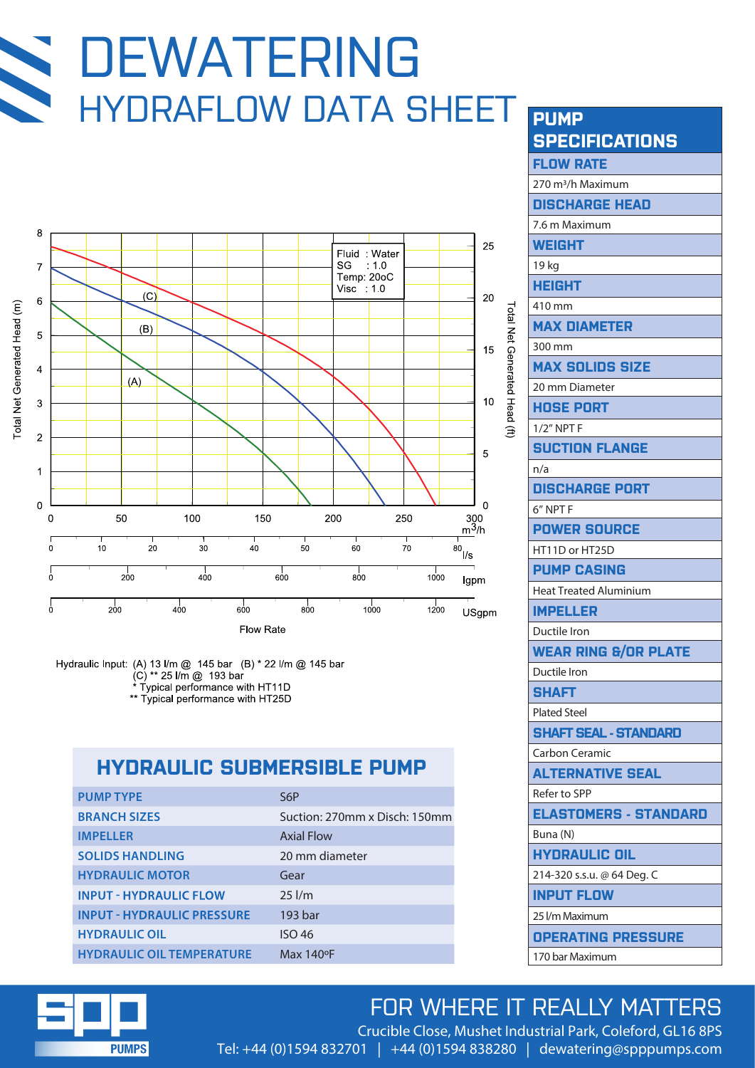# DEWATERING

## HYDRAFLOW DATA SHEET

Fluid : Water
SG : 1.0
Temp: 20oC
Visc : 1.0

Total Net Generated Head (m)

Total Net Generated Head (ft)

(A)
(B)
(C)

0 50 100 150 200 250 300 $m^3/h$

0 10 20 30 40 50 60 70 80 l/s

0 200 400 600 800 1000 Igpm

0 200 400 600 800 1000 1200 USgpm

Flow Rate

Hydraulic Input: (A) 13 l/m @ 145 bar (B) * 22 l/m @ 145 bar
(C) ** 25 l/m @ 193 bar
* Typical performance with HT11D
** Typical performance with HT25D

## HYDRAULIC SUBMERSIBLE PUMP

| | |
|---|---|
| PUMP TYPE | S6P |
| BRANCH SIZES | Suction: 270mm x Disch: 150mm |
| IMPELLER | Axial Flow |
| SOLIDS HANDLING | 20 mm diameter |
| HYDRAULIC MOTOR | Gear |
| INPUT - HYDRAULIC FLOW | 25 l/m |
| INPUT - HYDRAULIC PRESSURE | 193 bar |
| HYDRAULIC OIL | ISO 46 |
| HYDRAULIC OIL TEMPERATURE | Max 140ºF |

## PUMP SPECIFICATIONS

| | |
|---|---|
| FLOW RATE | 270 m³/h Maximum |
| DISCHARGE HEAD | 7.6 m Maximum |
| WEIGHT | 19 kg |
| HEIGHT | 410 mm |
| MAX DIAMETER | 300 mm |
| MAX SOLIDS SIZE | 20 mm Diameter |
| HOSE PORT | 1/2" NPT F |
| SUCTION FLANGE | n/a |
| DISCHARGE PORT | 6" NPT F |
| POWER SOURCE | HT11D or HT25D |
| PUMP CASING | Heat Treated Aluminium |
| IMPELLER | Ductile Iron |
| WEAR RING &/OR PLATE | Ductile Iron |
| SHAFT | Plated Steel |
| SHAFT SEAL - STANDARD | Carbon Ceramic |
| ALTERNATIVE SEAL | Refer to SPP |
| ELASTOMERS - STANDARD | Buna (N) |
| HYDRAULIC OIL | 214-320 s.s.u. @ 64 Deg. C |
| INPUT FLOW | 25 l/m Maximum |
| OPERATING PRESSURE | 170 bar Maximum |

SPP PUMPS

FOR WHERE IT REALLY MATTERS

Crucible Close, Mushet Industrial Park, Coleford, GL16 8PS
Tel: +44 (0)1594 832701 | +44 (0)1594 838280 | dewatering@spppumps.com